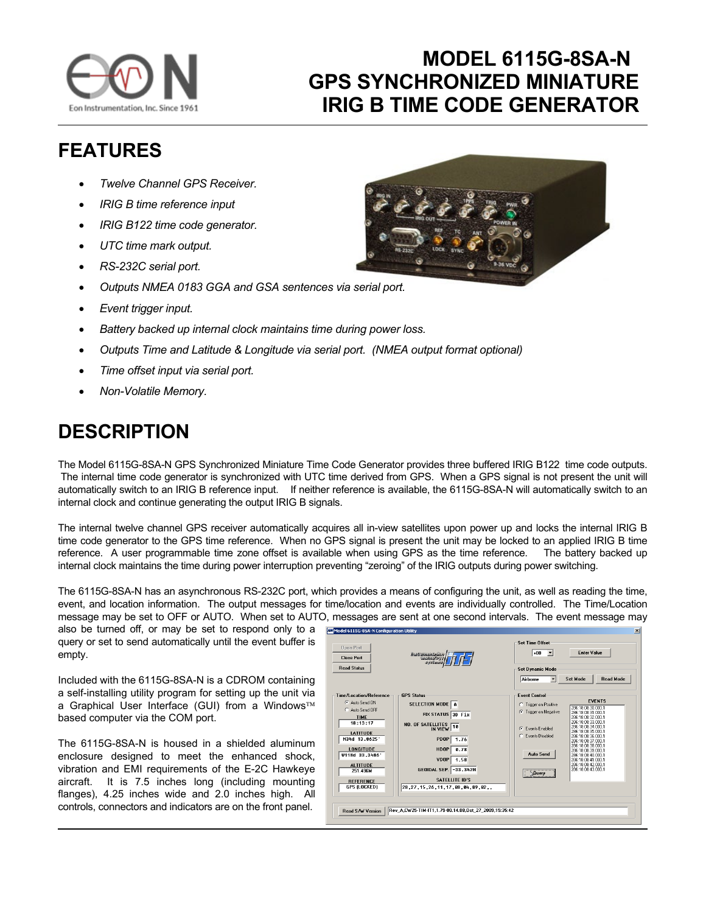# MODEL 6115G-8SA-N GPS SYNCHRONIZED MINIATURE IRIG B TIME CODE GENERATOR

## FEATURES

- *Twelve Channel GPS Receiver.*
- *IRIG B time reference input*
- *IRIG B122 time code generator.*
- *UTC time mark output.*
- *RS-232C serial port.*
- *Outputs NMEA 0183 GGA and GSA sentences via serial port.*
- *Event trigger input.*
- *Battery backed up internal clock maintains time during power loss.*
- *Outputs Time and Latitude & Longitude via serial port. (NMEA output format optional)*
- *Time offset input via serial port.*
- *Non-Volatile Memory.*

## DESCRIPTION

The Model 6115G-8SA-N GPS Synchronized Miniature Time Code Generator provides three buffered IRIG B122 time code outputs. The internal time code generator is synchronized with UTC time derived from GPS. When a GPS signal is not present the unit will automatically switch to an IRIG B reference input. If neither reference is available, the 6115G-8SA-N will automatically switch to an internal clock and continue generating the output IRIG B signals.

The internal twelve channel GPS receiver automatically acquires all in-view satellites upon power up and locks the internal IRIG B time code generator to the GPS time reference. When no GPS signal is present the unit may be locked to an applied IRIG B time reference. A user programmable time zone offset is available when using GPS as the time reference. The battery backed up internal clock maintains the time during power interruption preventing "zeroing" of the IRIG outputs during power switching.

The 6115G-8SA-N has an asynchronous RS-232C port, which provides a means of configuring the unit, as well as reading the time, event, and location information. The output messages for time/location and events are individually controlled. The Time/Location message may be set to OFF or AUTO. When set to AUTO, messages are sent at one second intervals. The event message may also be turned off, or may be set to respond only to a query or set to send automatically until the event buffer is empty.

Included with the 6115G-8SA-N is a CDROM containing a self-installing utility program for setting up the unit via a Graphical User Interface (GUI) from a Windows™ based computer via the COM port.

The 6115G-8SA-N is housed in a shielded aluminum enclosure designed to meet the enhanced shock, vibration and EMI requirements of the E-2C Hawkeye aircraft. It is 7.5 inches long (including mounting flanges), 4.25 inches wide and 2.0 inches high. All controls, connectors and indicators are on the front panel.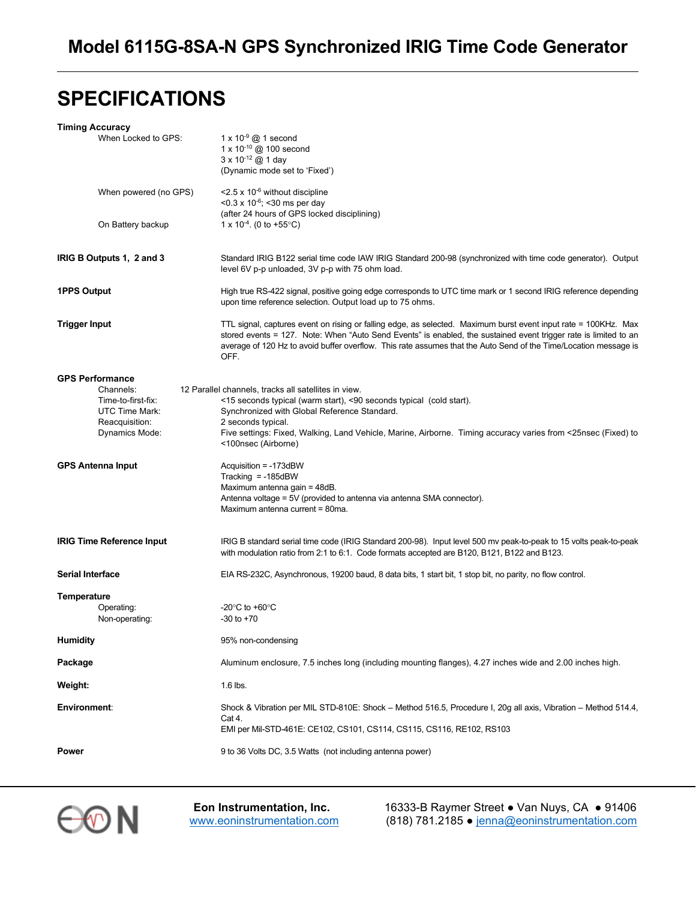# Model 6115G-8SA-N GPS Synchronized IRIG Time Code Generator

## SPECIFICATIONS

**Timing Accuracy**

| | |
|---|---|
| When Locked to GPS: | $1 \times 10^{-9}$ @ 1 second<br>$1 \times 10^{-10}$ @ 100 second<br>$3 \times 10^{-12}$ @ 1 day<br>(Dynamic mode set to 'Fixed') |
| When powered (no GPS) | $<2.5 \times 10^{-6}$ without discipline<br>$<0.3 \times 10^{-6}$; <30 ms per day<br>(after 24 hours of GPS locked disciplining) |
| On Battery backup | $1 \times 10^{-4}$. (0 to +55°C) |

**IRIG B Outputs 1, 2 and 3**

Standard IRIG B122 serial time code IAW IRIG Standard 200-98 (synchronized with time code generator). Output level 6V p-p unloaded, 3V p-p with 75 ohm load.

**1PPS Output**

High true RS-422 signal, positive going edge corresponds to UTC time mark or 1 second IRIG reference depending upon time reference selection. Output load up to 75 ohms.

**Trigger Input**

TTL signal, captures event on rising or falling edge, as selected. Maximum burst event input rate = 100KHz. Max stored events = 127. Note: When "Auto Send Events" is enabled, the sustained event trigger rate is limited to an average of 120 Hz to avoid buffer overflow. This rate assumes that the Auto Send of the Time/Location message is OFF.

**GPS Performance**

| | |
|---|---|
| Channels: | 12 Parallel channels, tracks all satellites in view. |
| Time-to-first-fix: | <15 seconds typical (warm start), <90 seconds typical (cold start). |
| UTC Time Mark: | Synchronized with Global Reference Standard. |
| Reacquisition: | 2 seconds typical. |
| Dynamics Mode: | Five settings: Fixed, Walking, Land Vehicle, Marine, Airborne. Timing accuracy varies from <25nsec (Fixed) to <100nsec (Airborne) |

**GPS Antenna Input**

Acquisition = -173dBW
Tracking = -185dBW
Maximum antenna gain = 48dB.
Antenna voltage = 5V (provided to antenna via antenna SMA connector).
Maximum antenna current = 80ma.

**IRIG Time Reference Input**

IRIG B standard serial time code (IRIG Standard 200-98). Input level 500 mv peak-to-peak to 15 volts peak-to-peak with modulation ratio from 2:1 to 6:1. Code formats accepted are B120, B121, B122 and B123.

**Serial Interface**

EIA RS-232C, Asynchronous, 19200 baud, 8 data bits, 1 start bit, 1 stop bit, no parity, no flow control.

**Temperature**

| | |
|---|---|
| Operating: | -20°C to +60°C |
| Non-operating: | -30 to +70 |

**Humidity**

95% non-condensing

**Package**

Aluminum enclosure, 7.5 inches long (including mounting flanges), 4.27 inches wide and 2.00 inches high.

**Weight:**

1.6 lbs.

**Environment**:

Shock & Vibration per MIL STD-810E: Shock – Method 516.5, Procedure I, 20g all axis, Vibration – Method 514.4, Cat 4.
EMI per Mil-STD-461E: CE102, CS101, CS114, CS115, CS116, RE102, RS103

**Power**

9 to 36 Volts DC, 3.5 Watts (not including antenna power)

**Eon Instrumentation, Inc.**
www.eoninstrumentation.com
16333-B Raymer Street ● Van Nuys, CA ● 91406
(818) 781.2185 ● jenna@eoninstrumentation.com